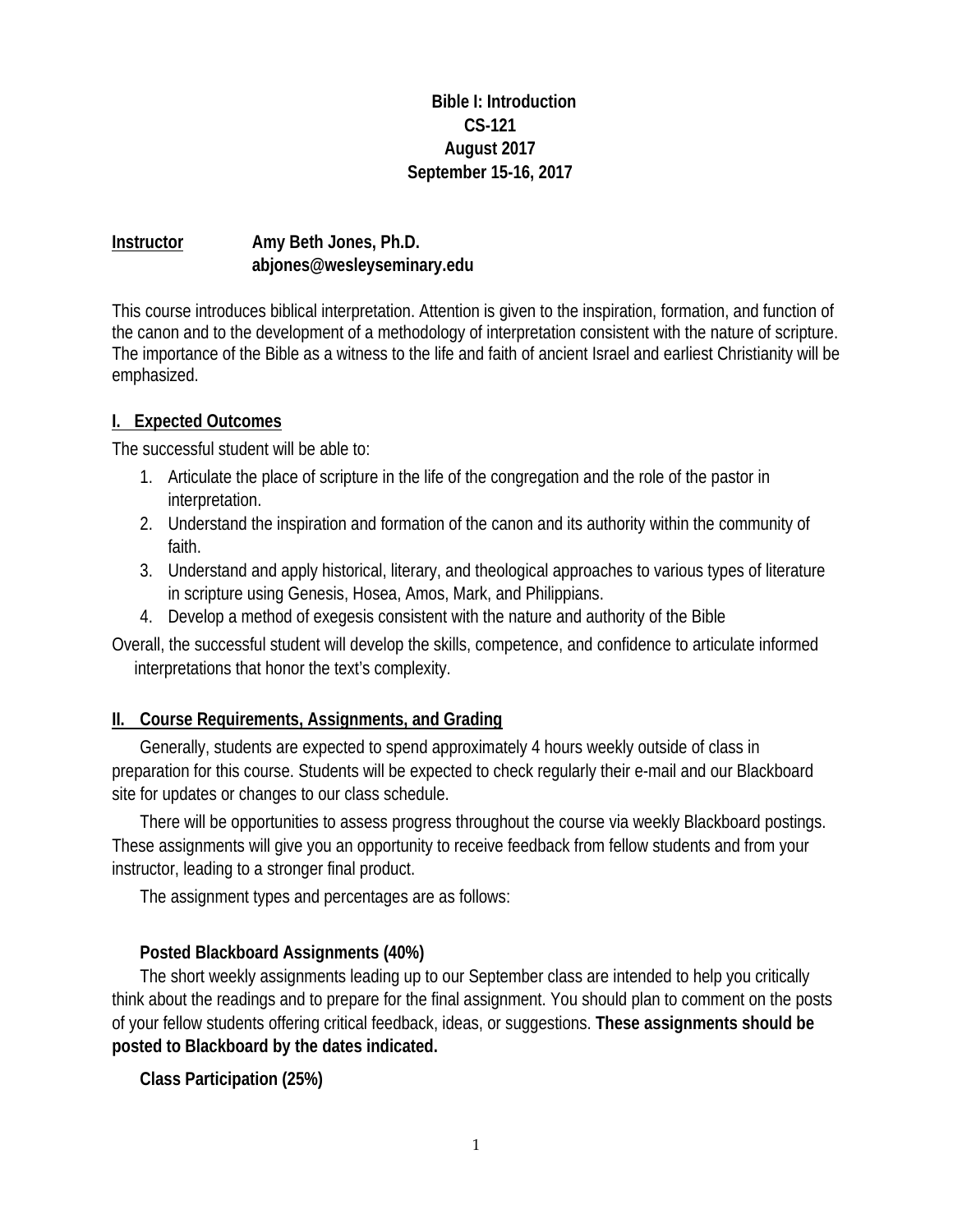**Bible I: Introduction**
**CS-121**
**August 2017**
**September 15-16, 2017**

**Instructor** **Amy Beth Jones, Ph.D.**
**abjones@wesleyseminary.edu**

This course introduces biblical interpretation. Attention is given to the inspiration, formation, and function of the canon and to the development of a methodology of interpretation consistent with the nature of scripture. The importance of the Bible as a witness to the life and faith of ancient Israel and earliest Christianity will be emphasized.

## I. Expected Outcomes

The successful student will be able to:

1. Articulate the place of scripture in the life of the congregation and the role of the pastor in interpretation.
2. Understand the inspiration and formation of the canon and its authority within the community of faith.
3. Understand and apply historical, literary, and theological approaches to various types of literature in scripture using Genesis, Hosea, Amos, Mark, and Philippians.
4. Develop a method of exegesis consistent with the nature and authority of the Bible

Overall, the successful student will develop the skills, competence, and confidence to articulate informed interpretations that honor the text's complexity.

## II. Course Requirements, Assignments, and Grading

Generally, students are expected to spend approximately 4 hours weekly outside of class in preparation for this course. Students will be expected to check regularly their e-mail and our Blackboard site for updates or changes to our class schedule.

There will be opportunities to assess progress throughout the course via weekly Blackboard postings. These assignments will give you an opportunity to receive feedback from fellow students and from your instructor, leading to a stronger final product.

The assignment types and percentages are as follows:

### Posted Blackboard Assignments (40%)

The short weekly assignments leading up to our September class are intended to help you critically think about the readings and to prepare for the final assignment. You should plan to comment on the posts of your fellow students offering critical feedback, ideas, or suggestions. **These assignments should be posted to Blackboard by the dates indicated.**

### Class Participation (25%)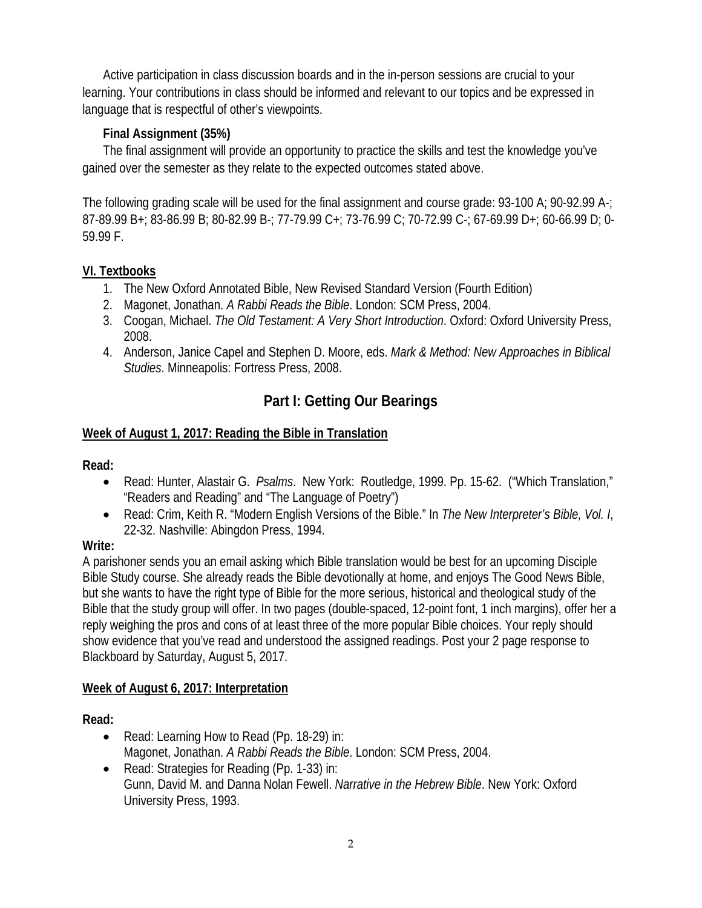Active participation in class discussion boards and in the in-person sessions are crucial to your learning. Your contributions in class should be informed and relevant to our topics and be expressed in language that is respectful of other's viewpoints.

**Final Assignment (35%)**

The final assignment will provide an opportunity to practice the skills and test the knowledge you've gained over the semester as they relate to the expected outcomes stated above.

The following grading scale will be used for the final assignment and course grade: 93-100 A; 90-92.99 A-; 87-89.99 B+; 83-86.99 B; 80-82.99 B-; 77-79.99 C+; 73-76.99 C; 70-72.99 C-; 67-69.99 D+; 60-66.99 D; 0-59.99 F.

## VI. Textbooks

1. The New Oxford Annotated Bible, New Revised Standard Version (Fourth Edition)
2. Magonet, Jonathan. *A Rabbi Reads the Bible*. London: SCM Press, 2004.
3. Coogan, Michael. *The Old Testament: A Very Short Introduction*. Oxford: Oxford University Press, 2008.
4. Anderson, Janice Capel and Stephen D. Moore, eds. *Mark & Method: New Approaches in Biblical Studies*. Minneapolis: Fortress Press, 2008.

# Part I: Getting Our Bearings

## Week of August 1, 2017: Reading the Bible in Translation

**Read:**

- Read: Hunter, Alastair G. *Psalms*. New York: Routledge, 1999. Pp. 15-62. ("Which Translation," "Readers and Reading" and "The Language of Poetry")
- Read: Crim, Keith R. "Modern English Versions of the Bible." In *The New Interpreter's Bible, Vol. I*, 22-32. Nashville: Abingdon Press, 1994.

**Write:**

A parishoner sends you an email asking which Bible translation would be best for an upcoming Disciple Bible Study course. She already reads the Bible devotionally at home, and enjoys The Good News Bible, but she wants to have the right type of Bible for the more serious, historical and theological study of the Bible that the study group will offer. In two pages (double-spaced, 12-point font, 1 inch margins), offer her a reply weighing the pros and cons of at least three of the more popular Bible choices. Your reply should show evidence that you've read and understood the assigned readings. Post your 2 page response to Blackboard by Saturday, August 5, 2017.

## Week of August 6, 2017: Interpretation

**Read:**

- Read: Learning How to Read (Pp. 18-29) in:
  Magonet, Jonathan. *A Rabbi Reads the Bible*. London: SCM Press, 2004.
- Read: Strategies for Reading (Pp. 1-33) in:
  Gunn, David M. and Danna Nolan Fewell. *Narrative in the Hebrew Bible*. New York: Oxford University Press, 1993.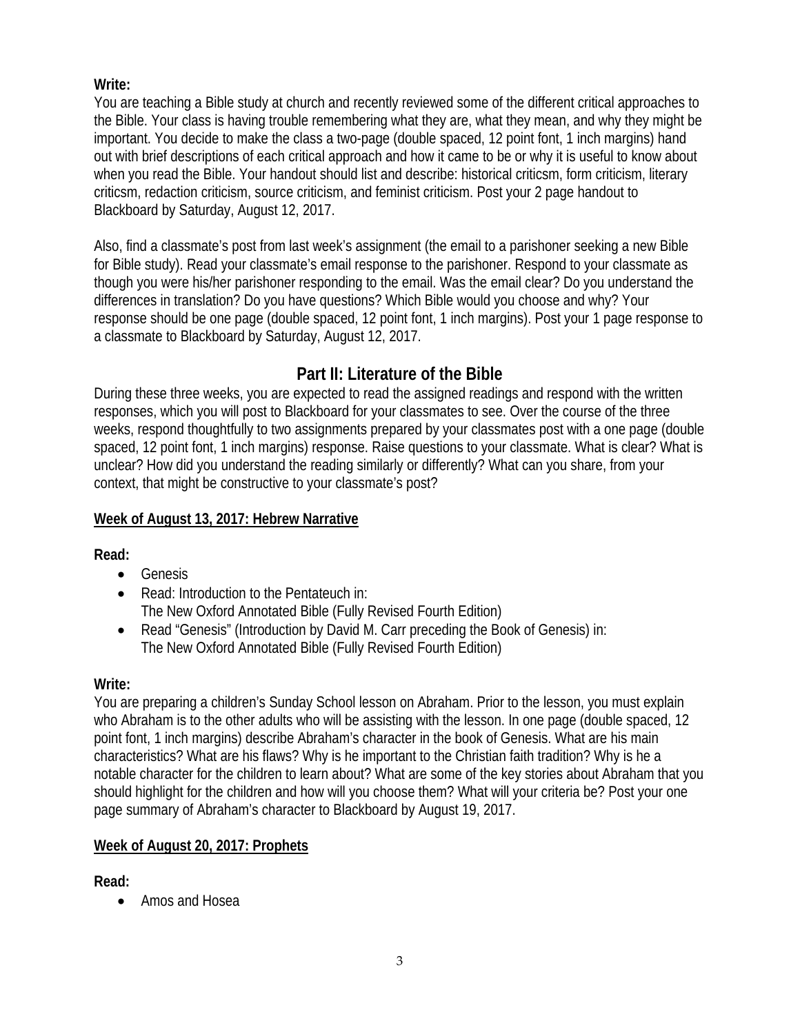**Write:**

You are teaching a Bible study at church and recently reviewed some of the different critical approaches to the Bible. Your class is having trouble remembering what they are, what they mean, and why they might be important. You decide to make the class a two-page (double space, 12 point font, 1 inch margins) hand out with brief descriptions of each critical approach and how it came to be or why it is useful to know about when you read the Bible. Your handout should list and describe: historical criticsm, form criticism, literary criticsm, redaction criticism, source criticism, and feminist criticism. Post your 2 page handout to Blackboard by Saturday, August 12, 2017.

Also, find a classmate's post from last week's assignment (the email to a parishoner seeking a new Bible for Bible study). Read your classmate's email response to the parishoner. Respond to your classmate as though you were his/her parishoner responding to the email. Was the email clear? Do you understand the differences in translation? Do you have questions? Which Bible would you choose and why? Your response should be one page (double spaced, 12 point font, 1 inch margins). Post your 1 page response to a classmate to Blackboard by Saturday, August 12, 2017.

## Part II: Literature of the Bible

During these three weeks, you are expected to read the assigned readings and respond with the written responses, which you will post to Blackboard for your classmates to see. Over the course of the three weeks, respond thoughtfully to two assignments prepared by your classmates post with a one page (double spaced, 12 point font, 1 inch margins) response. Raise questions to your classmate. What is clear? What is unclear? How did you understand the reading similarly or differently? What can you share, from your context, that might be constructive to your classmate's post?

### Week of August 13, 2017: Hebrew Narrative

**Read:**

- Genesis
- Read: Introduction to the Pentateuch in:
  The New Oxford Annotated Bible (Fully Revised Fourth Edition)
- Read "Genesis" (Introduction by David M. Carr preceding the Book of Genesis) in:
  The New Oxford Annotated Bible (Fully Revised Fourth Edition)

**Write:**

You are preparing a children's Sunday School lesson on Abraham. Prior to the lesson, you must explain who Abraham is to the other adults who will be assisting with the lesson. In one page (double spaced, 12 point font, 1 inch margins) describe Abraham's character in the book of Genesis. What are his main characteristics? What are his flaws? Why is he important to the Christian faith tradition? Why is he a notable character for the children to learn about? What are some of the key stories about Abraham that you should highlight for the children and how will you choose them? What will your criteria be? Post your one page summary of Abraham's character to Blackboard by August 19, 2017.

### Week of August 20, 2017: Prophets

**Read:**

- Amos and Hosea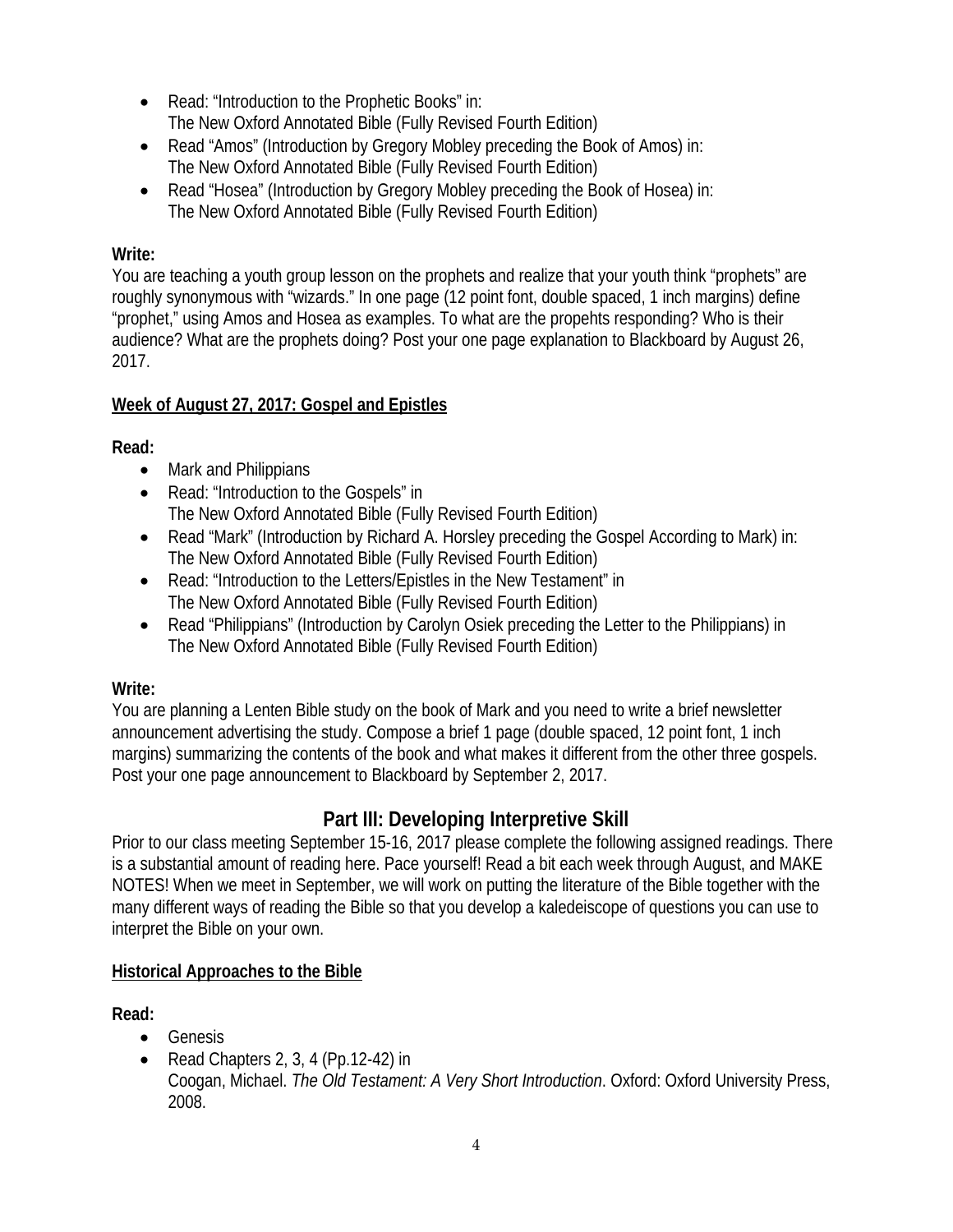- Read: "Introduction to the Prophetic Books" in:
  The New Oxford Annotated Bible (Fully Revised Fourth Edition)
- Read "Amos" (Introduction by Gregory Mobley preceding the Book of Amos) in:
  The New Oxford Annotated Bible (Fully Revised Fourth Edition)
- Read "Hosea" (Introduction by Gregory Mobley preceding the Book of Hosea) in:
  The New Oxford Annotated Bible (Fully Revised Fourth Edition)

**Write:**
You are teaching a youth group lesson on the prophets and realize that your youth think "prophets" are roughly synonymous with "wizards." In one page (12 point font, double spaced, 1 inch margins) define "prophet," using Amos and Hosea as examples. To what are the propehts responding? Who is their audience? What are the prophets doing? Post your one page explanation to Blackboard by August 26, 2017.

**Week of August 27, 2017: Gospel and Epistles**

**Read:**

- Mark and Philippians
- Read: "Introduction to the Gospels" in
  The New Oxford Annotated Bible (Fully Revised Fourth Edition)
- Read "Mark" (Introduction by Richard A. Horsley preceding the Gospel According to Mark) in:
  The New Oxford Annotated Bible (Fully Revised Fourth Edition)
- Read: "Introduction to the Letters/Epistles in the New Testament" in
  The New Oxford Annotated Bible (Fully Revised Fourth Edition)
- Read "Philippians" (Introduction by Carolyn Osiek preceding the Letter to the Philippians) in
  The New Oxford Annotated Bible (Fully Revised Fourth Edition)

**Write:**
You are planning a Lenten Bible study on the book of Mark and you need to write a brief newsletter announcement advertising the study. Compose a brief 1 page (double spaced, 12 point font, 1 inch margins) summarizing the contents of the book and what makes it different from the other three gospels. Post your one page announcement to Blackboard by September 2, 2017.

## Part III: Developing Interpretive Skill

Prior to our class meeting September 15-16, 2017 please complete the following assigned readings. There is a substantial amount of reading here. Pace yourself! Read a bit each week through August, and MAKE NOTES! When we meet in September, we will work on putting the literature of the Bible together with the many different ways of reading the Bible so that you develop a kaledeiscope of questions you can use to interpret the Bible on your own.

**Historical Approaches to the Bible**

**Read:**

- Genesis
- Read Chapters 2, 3, 4 (Pp.12-42) in
  Coogan, Michael. *The Old Testament: A Very Short Introduction*. Oxford: Oxford University Press, 2008.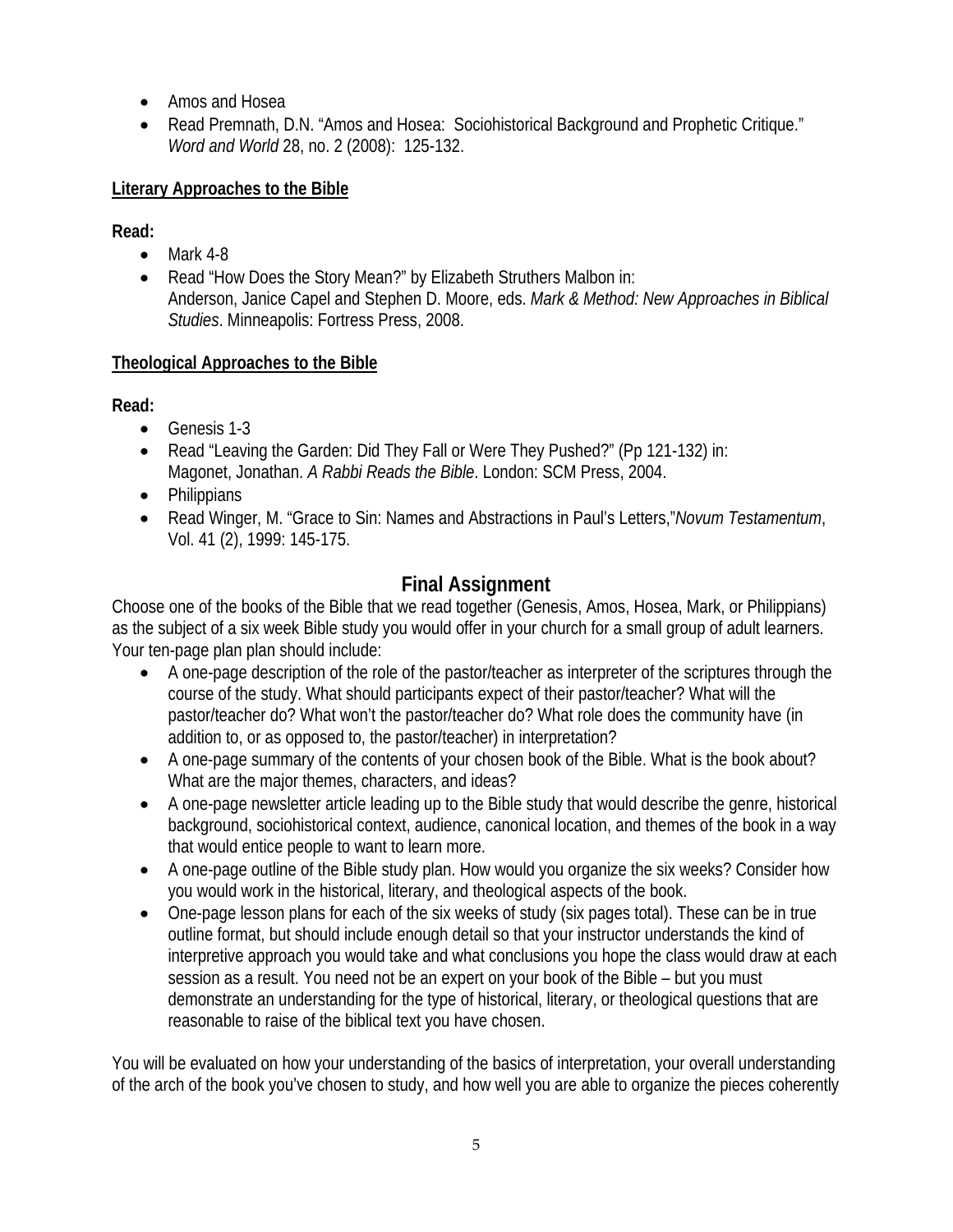- Amos and Hosea
- Read Premnath, D.N. "Amos and Hosea: Sociohistorical Background and Prophetic Critique." *Word and World* 28, no. 2 (2008): 125-132.

**Literary Approaches to the Bible**

**Read:**

- Mark 4-8
- Read "How Does the Story Mean?" by Elizabeth Struthers Malbon in: Anderson, Janice Capel and Stephen D. Moore, eds. *Mark & Method: New Approaches in Biblical Studies*. Minneapolis: Fortress Press, 2008.

**Theological Approaches to the Bible**

**Read:**

- Genesis 1-3
- Read "Leaving the Garden: Did They Fall or Were They Pushed?" (Pp 121-132) in: Magonet, Jonathan. *A Rabbi Reads the Bible*. London: SCM Press, 2004.
- Philippians
- Read Winger, M. "Grace to Sin: Names and Abstractions in Paul's Letters,"*Novum Testamentum*, Vol. 41 (2), 1999: 145-175.

## Final Assignment

Choose one of the books of the Bible that we read together (Genesis, Amos, Hosea, Mark, or Philippians) as the subject of a six week Bible study you would offer in your church for a small group of adult learners. Your ten-page plan plan should include:

- A one-page description of the role of the pastor/teacher as interpreter of the scriptures through the course of the study. What should participants expect of their pastor/teacher? What will the pastor/teacher do? What won't the pastor/teacher do? What role does the community have (in addition to, or as opposed to, the pastor/teacher) in interpretation?
- A one-page summary of the contents of your chosen book of the Bible. What is the book about? What are the major themes, characters, and ideas?
- A one-page newsletter article leading up to the Bible study that would describe the genre, historical background, sociohistorical context, audience, canonical location, and themes of the book in a way that would entice people to want to learn more.
- A one-page outline of the Bible study plan. How would you organize the six weeks? Consider how you would work in the historical, literary, and theological aspects of the book.
- One-page lesson plans for each of the six weeks of study (six pages total). These can be in true outline format, but should include enough detail so that your instructor understands the kind of interpretive approach you would take and what conclusions you hope the class would draw at each session as a result. You need not be an expert on your book of the Bible – but you must demonstrate an understanding for the type of historical, literary, or theological questions that are reasonable to raise of the biblical text you have chosen.

You will be evaluated on how your understanding of the basics of interpretation, your overall understanding of the arch of the book you've chosen to study, and how well you are able to organize the pieces coherently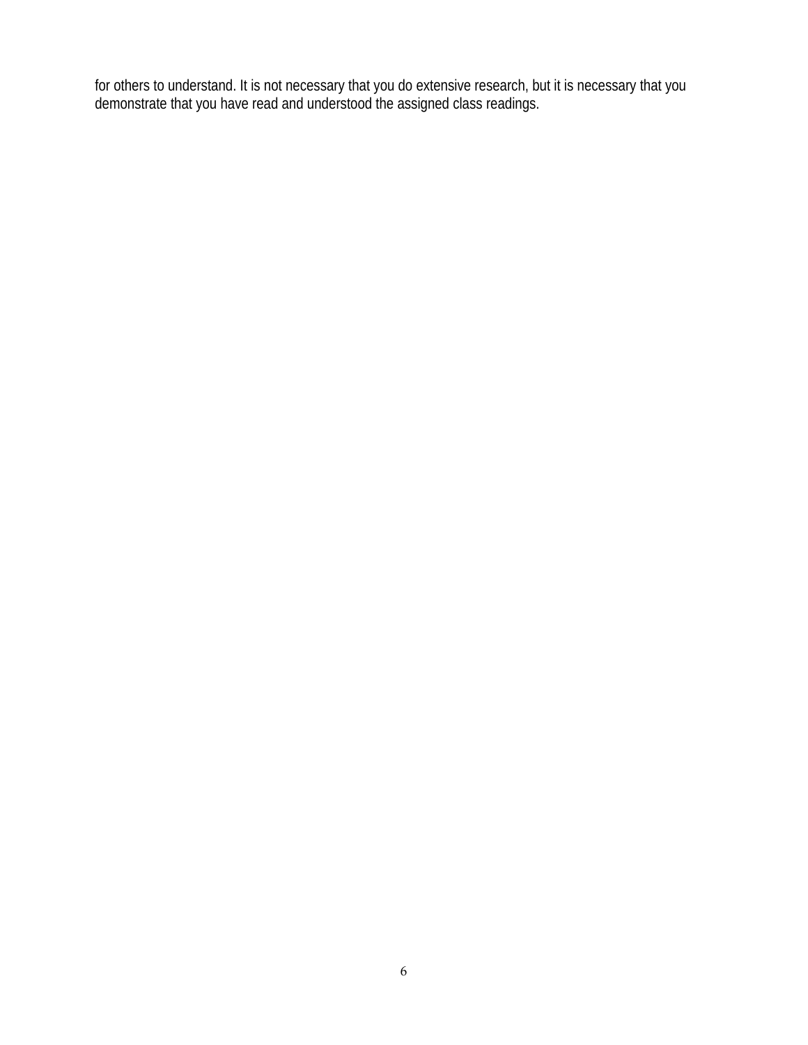for others to understand. It is not necessary that you do extensive research, but it is necessary that you demonstrate that you have read and understood the assigned class readings.